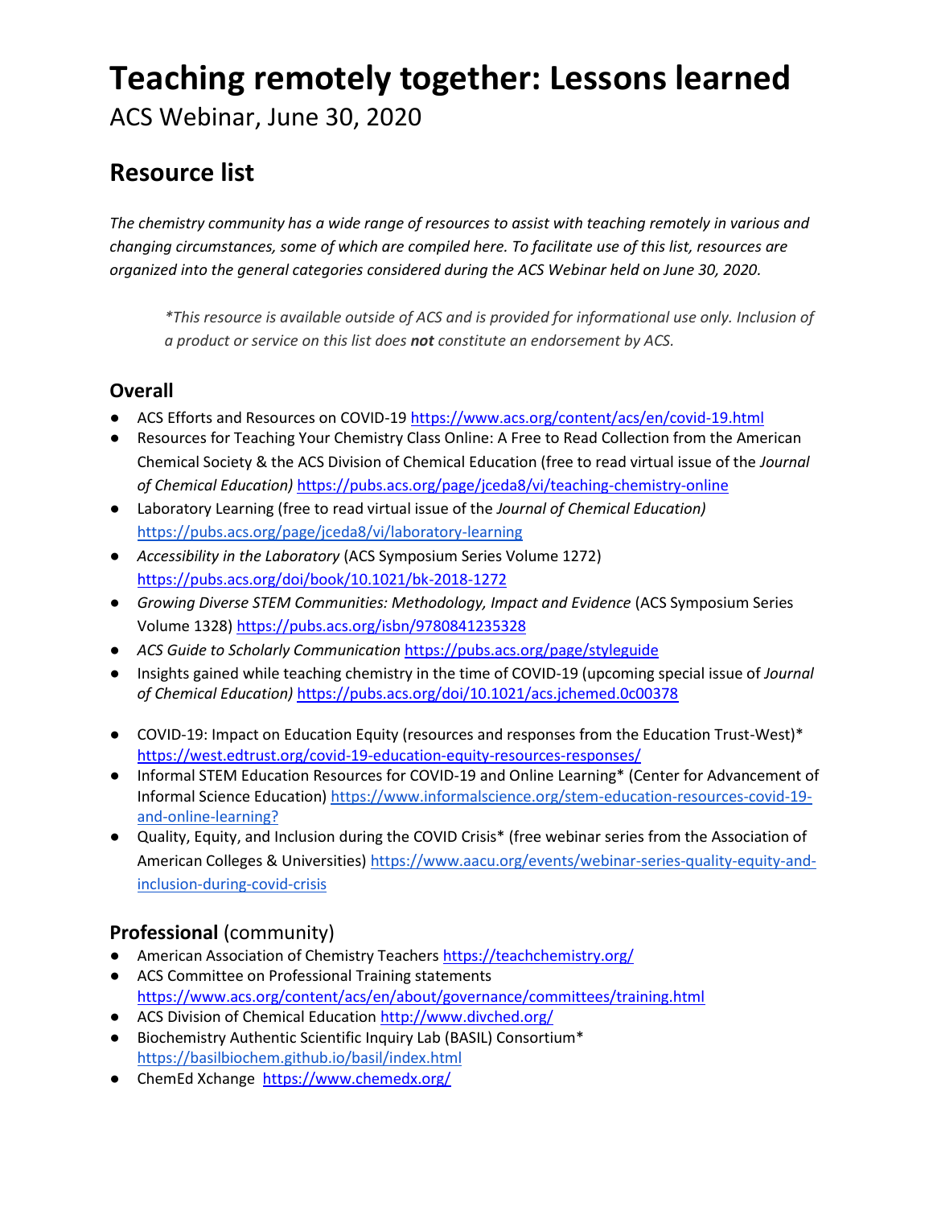# Teaching remotely together: Lessons learned

ACS Webinar, June 30, 2020

## Resource list

*The chemistry community has a wide range of resources to assist with teaching remotely in various and changing circumstances, some of which are compiled here. To facilitate use of this list, resources are organized into the general categories considered during the ACS Webinar held on June 30, 2020.*

> *\*This resource is available outside of ACS and is provided for informational use only. Inclusion of a product or service on this list does **not** constitute an endorsement by ACS.*

### Overall

- ACS Efforts and Resources on COVID-19 https://www.acs.org/content/acs/en/covid-19.html
- Resources for Teaching Your Chemistry Class Online: A Free to Read Collection from the American Chemical Society & the ACS Division of Chemical Education (free to read virtual issue of the *Journal of Chemical Education)* https://pubs.acs.org/page/jceda8/vi/teaching-chemistry-online
- Laboratory Learning (free to read virtual issue of the *Journal of Chemical Education)* https://pubs.acs.org/page/jceda8/vi/laboratory-learning
- *Accessibility in the Laboratory* (ACS Symposium Series Volume 1272) https://pubs.acs.org/doi/book/10.1021/bk-2018-1272
- *Growing Diverse STEM Communities: Methodology, Impact and Evidence* (ACS Symposium Series Volume 1328) https://pubs.acs.org/isbn/9780841235328
- *ACS Guide to Scholarly Communication* https://pubs.acs.org/page/styleguide
- Insights gained while teaching chemistry in the time of COVID-19 (upcoming special issue of *Journal of Chemical Education)* https://pubs.acs.org/doi/10.1021/acs.jchemed.0c00378
- COVID-19: Impact on Education Equity (resources and responses from the Education Trust-West)* https://west.edtrust.org/covid-19-education-equity-resources-responses/
- Informal STEM Education Resources for COVID-19 and Online Learning* (Center for Advancement of Informal Science Education) https://www.informalscience.org/stem-education-resources-covid-19-and-online-learning?
- Quality, Equity, and Inclusion during the COVID Crisis* (free webinar series from the Association of American Colleges & Universities) https://www.aacu.org/events/webinar-series-quality-equity-and-inclusion-during-covid-crisis

### **Professional** (community)

- American Association of Chemistry Teachers https://teachchemistry.org/
- ACS Committee on Professional Training statements https://www.acs.org/content/acs/en/about/governance/committees/training.html
- ACS Division of Chemical Education http://www.divched.org/
- Biochemistry Authentic Scientific Inquiry Lab (BASIL) Consortium* https://basilbiochem.github.io/basil/index.html
- ChemEd Xchange https://www.chemedx.org/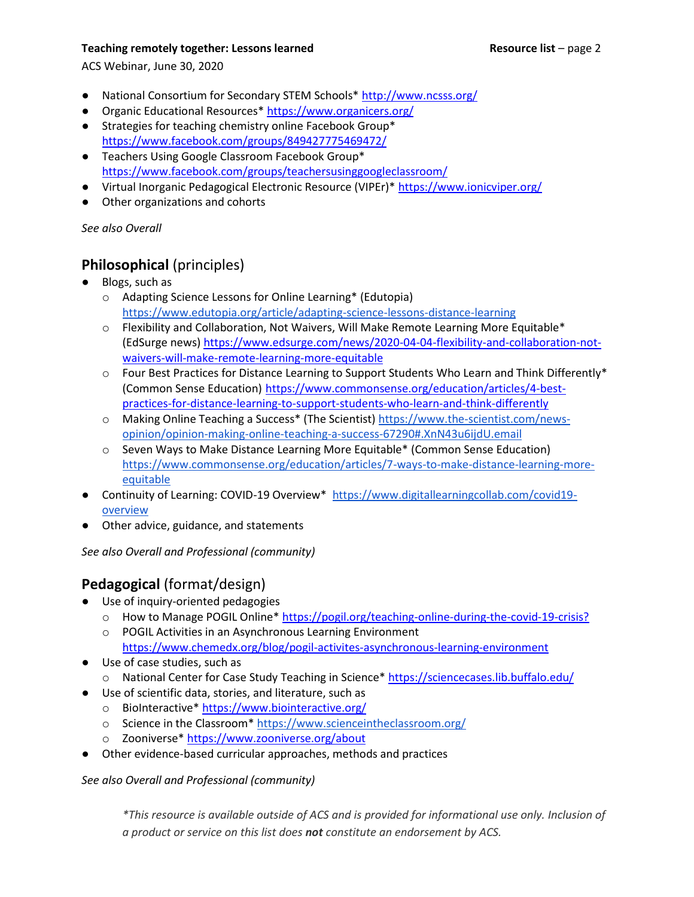- National Consortium for Secondary STEM Schools* http://www.ncsss.org/
- Organic Educational Resources* https://www.organicers.org/
- Strategies for teaching chemistry online Facebook Group* https://www.facebook.com/groups/849427775469472/
- Teachers Using Google Classroom Facebook Group* https://www.facebook.com/groups/teachersusinggoogleclassroom/
- Virtual Inorganic Pedagogical Electronic Resource (VIPEr)* https://www.ionicviper.org/
- Other organizations and cohorts

*See also Overall*

## **Philosophical** (principles)

- Blogs, such as
  - Adapting Science Lessons for Online Learning* (Edutopia) https://www.edutopia.org/article/adapting-science-lessons-distance-learning
  - Flexibility and Collaboration, Not Waivers, Will Make Remote Learning More Equitable* (EdSurge news) https://www.edsurge.com/news/2020-04-04-flexibility-and-collaboration-not-waivers-will-make-remote-learning-more-equitable
  - Four Best Practices for Distance Learning to Support Students Who Learn and Think Differently* (Common Sense Education) https://www.commonsense.org/education/articles/4-best-practices-for-distance-learning-to-support-students-who-learn-and-think-differently
  - Making Online Teaching a Success* (The Scientist) https://www.the-scientist.com/news-opinion/opinion-making-online-teaching-a-success-67290#.XnN43u6ijdU.email
  - Seven Ways to Make Distance Learning More Equitable* (Common Sense Education) https://www.commonsense.org/education/articles/7-ways-to-make-distance-learning-more-equitable
- Continuity of Learning: COVID-19 Overview* https://www.digitallearningcollab.com/covid19-overview
- Other advice, guidance, and statements

*See also Overall and Professional (community)*

## **Pedagogical** (format/design)

- Use of inquiry-oriented pedagogies
  - How to Manage POGIL Online* https://pogil.org/teaching-online-during-the-covid-19-crisis?
  - POGIL Activities in an Asynchronous Learning Environment https://www.chemedx.org/blog/pogil-activites-asynchronous-learning-environment
- Use of case studies, such as
  - National Center for Case Study Teaching in Science* https://sciencecases.lib.buffalo.edu/
- Use of scientific data, stories, and literature, such as
  - BioInteractive* https://www.biointeractive.org/
  - Science in the Classroom* https://www.scienceintheclassroom.org/
  - Zooniverse* https://www.zooniverse.org/about
- Other evidence-based curricular approaches, methods and practices

*See also Overall and Professional (community)*

*\*This resource is available outside of ACS and is provided for informational use only. Inclusion of a product or service on this list does **not** constitute an endorsement by ACS.*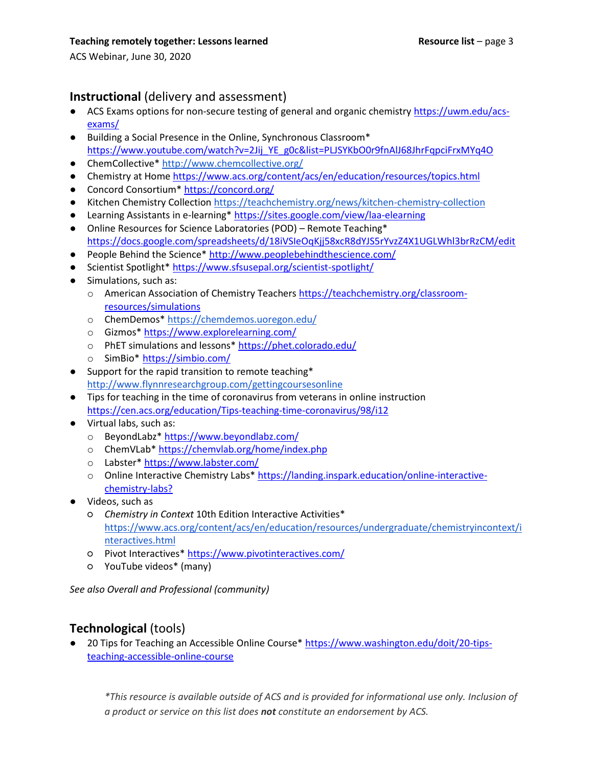## Instructional (delivery and assessment)

- ACS Exams options for non-secure testing of general and organic chemistry https://uwm.edu/acs-exams/
- Building a Social Presence in the Online, Synchronous Classroom* https://www.youtube.com/watch?v=2Jij_YE_g0c&list=PLJSYKbO0r9fnAlJ68JhrFqpciFrxMYq4O
- ChemCollective* http://www.chemcollective.org/
- Chemistry at Home https://www.acs.org/content/acs/en/education/resources/topics.html
- Concord Consortium* https://concord.org/
- Kitchen Chemistry Collection https://teachchemistry.org/news/kitchen-chemistry-collection
- Learning Assistants in e-learning* https://sites.google.com/view/laa-elearning
- Online Resources for Science Laboratories (POD) – Remote Teaching* https://docs.google.com/spreadsheets/d/18iVSIeOqKjj58xcR8dYJS5rYvzZ4X1UGLWhl3brRzCM/edit
- People Behind the Science* http://www.peoplebehindthescience.com/
- Scientist Spotlight* https://www.sfsusepal.org/scientist-spotlight/
- Simulations, such as:
  - American Association of Chemistry Teachers https://teachchemistry.org/classroom-resources/simulations
  - ChemDemos* https://chemdemos.uoregon.edu/
  - Gizmos* https://www.explorelearning.com/
  - PhET simulations and lessons* https://phet.colorado.edu/
  - SimBio* https://simbio.com/
- Support for the rapid transition to remote teaching* http://www.flynnresearchgroup.com/gettingcoursesonline
- Tips for teaching in the time of coronavirus from veterans in online instruction https://cen.acs.org/education/Tips-teaching-time-coronavirus/98/i12
- Virtual labs, such as:
  - BeyondLabz* https://www.beyondlabz.com/
  - ChemVLab* https://chemvlab.org/home/index.php
  - Labster* https://www.labster.com/
  - Online Interactive Chemistry Labs* https://landing.inspark.education/online-interactive-chemistry-labs?
- Videos, such as
  - *Chemistry in Context* 10th Edition Interactive Activities* https://www.acs.org/content/acs/en/education/resources/undergraduate/chemistryincontext/interactives.html
  - Pivot Interactives* https://www.pivotinteractives.com/
  - YouTube videos* (many)

*See also Overall and Professional (community)*

## Technological (tools)

- 20 Tips for Teaching an Accessible Online Course* https://www.washington.edu/doit/20-tips-teaching-accessible-online-course

*\*This resource is available outside of ACS and is provided for informational use only. Inclusion of a product or service on this list does **not** constitute an endorsement by ACS.*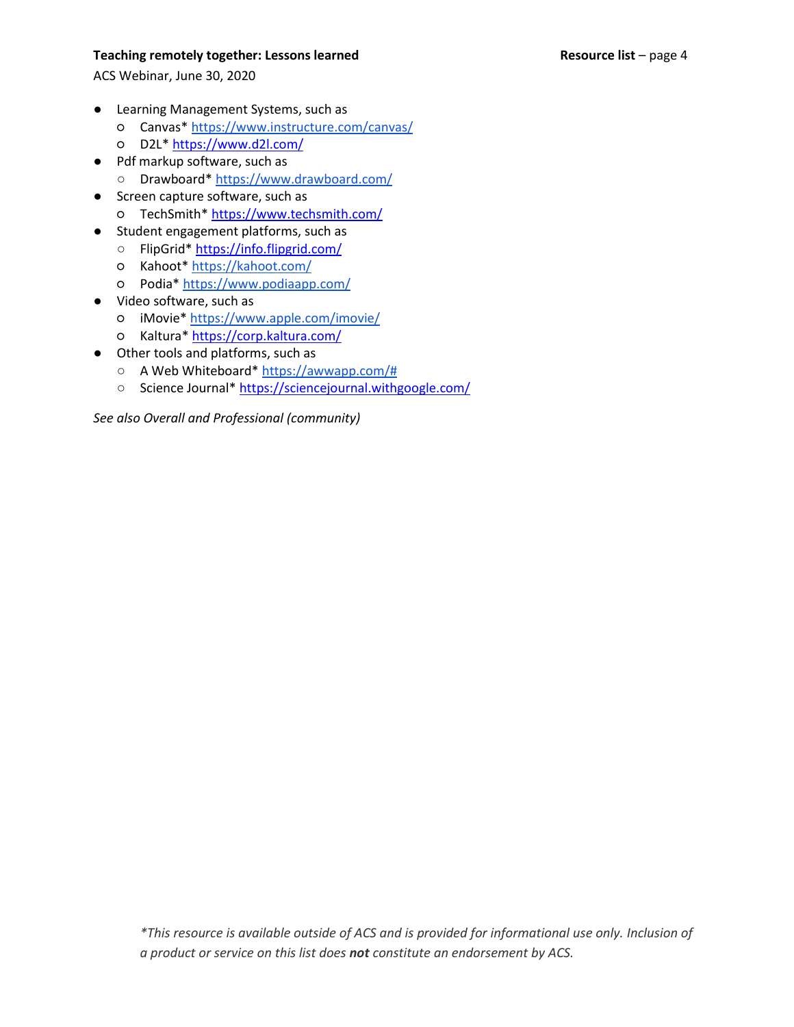- Learning Management Systems, such as
  - Canvas* https://www.instructure.com/canvas/
  - D2L* https://www.d2l.com/
- Pdf markup software, such as
  - Drawboard* https://www.drawboard.com/
- Screen capture software, such as
  - TechSmith* https://www.techsmith.com/
- Student engagement platforms, such as
  - FlipGrid* https://info.flipgrid.com/
  - Kahoot* https://kahoot.com/
  - Podia* https://www.podiaapp.com/
- Video software, such as
  - iMovie* https://www.apple.com/imovie/
  - Kaltura* https://corp.kaltura.com/
- Other tools and platforms, such as
  - A Web Whiteboard* https://awwapp.com/#
  - Science Journal* https://sciencejournal.withgoogle.com/

*See also Overall and Professional (community)*

*\*This resource is available outside of ACS and is provided for informational use only. Inclusion of a product or service on this list does **not** constitute an endorsement by ACS.*